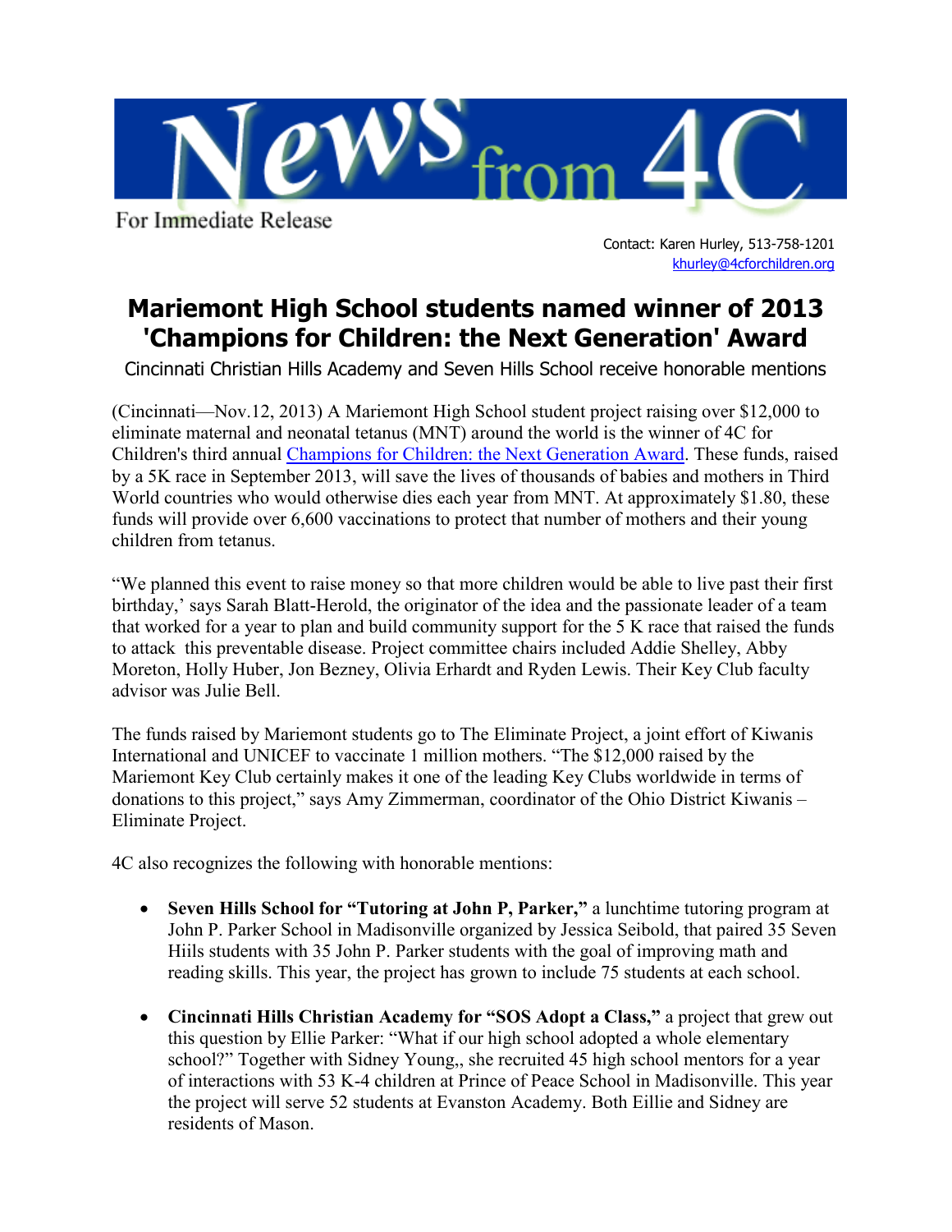News from 4C

For Immediate Release

Contact: Karen Hurley, 513-758-1201
khurley@4cforchildren.org

# Mariemont High School students named winner of 2013 'Champions for Children: the Next Generation' Award

Cincinnati Christian Hills Academy and Seven Hills School receive honorable mentions

(Cincinnati—Nov.12, 2013) A Mariemont High School student project raising over $12,000 to eliminate maternal and neonatal tetanus (MNT) around the world is the winner of 4C for Children's third annual Champions for Children: the Next Generation Award. These funds, raised by a 5K race in September 2013, will save the lives of thousands of babies and mothers in Third World countries who would otherwise dies each year from MNT. At approximately $1.80, these funds will provide over 6,600 vaccinations to protect that number of mothers and their young children from tetanus.

"We planned this event to raise money so that more children would be able to live past their first birthday,' says Sarah Blatt-Herold, the originator of the idea and the passionate leader of a team that worked for a year to plan and build community support for the 5 K race that raised the funds to attack this preventable disease. Project committee chairs included Addie Shelley, Abby Moreton, Holly Huber, Jon Bezney, Olivia Erhardt and Ryden Lewis. Their Key Club faculty advisor was Julie Bell.

The funds raised by Mariemont students go to The Eliminate Project, a joint effort of Kiwanis International and UNICEF to vaccinate 1 million mothers. "The $12,000 raised by the Mariemont Key Club certainly makes it one of the leading Key Clubs worldwide in terms of donations to this project," says Amy Zimmerman, coordinator of the Ohio District Kiwanis – Eliminate Project.

4C also recognizes the following with honorable mentions:

- **Seven Hills School for "Tutoring at John P, Parker,"** a lunchtime tutoring program at John P. Parker School in Madisonville organized by Jessica Seibold, that paired 35 Seven Hiils students with 35 John P. Parker students with the goal of improving math and reading skills. This year, the project has grown to include 75 students at each school.

- **Cincinnati Hills Christian Academy for "SOS Adopt a Class,"** a project that grew out this question by Ellie Parker: "What if our high school adopted a whole elementary school?" Together with Sidney Young,, she recruited 45 high school mentors for a year of interactions with 53 K-4 children at Prince of Peace School in Madisonville. This year the project will serve 52 students at Evanston Academy. Both Eillie and Sidney are residents of Mason.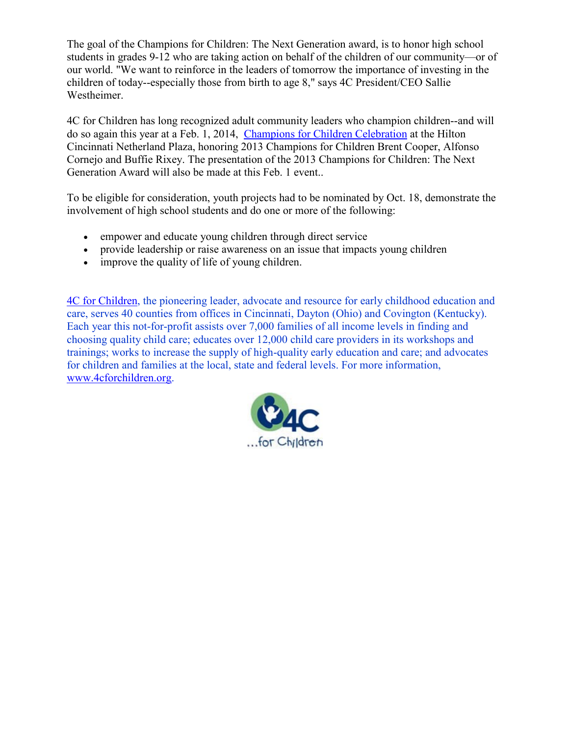The goal of the Champions for Children: The Next Generation award, is to honor high school students in grades 9-12 who are taking action on behalf of the children of our community—or of our world. "We want to reinforce in the leaders of tomorrow the importance of investing in the children of today--especially those from birth to age 8," says 4C President/CEO Sallie Westheimer.

4C for Children has long recognized adult community leaders who champion children--and will do so again this year at a Feb. 1, 2014, Champions for Children Celebration at the Hilton Cincinnati Netherland Plaza, honoring 2013 Champions for Children Brent Cooper, Alfonso Cornejo and Buffie Rixey. The presentation of the 2013 Champions for Children: The Next Generation Award will also be made at this Feb. 1 event..

To be eligible for consideration, youth projects had to be nominated by Oct. 18, demonstrate the involvement of high school students and do one or more of the following:

- empower and educate young children through direct service
- provide leadership or raise awareness on an issue that impacts young children
- improve the quality of life of young children.

4C for Children, the pioneering leader, advocate and resource for early childhood education and care, serves 40 counties from offices in Cincinnati, Dayton (Ohio) and Covington (Kentucky). Each year this not-for-profit assists over 7,000 families of all income levels in finding and choosing quality child care; educates over 12,000 child care providers in its workshops and trainings; works to increase the supply of high-quality early education and care; and advocates for children and families at the local, state and federal levels. For more information, www.4cforchildren.org.

4C ...for Children